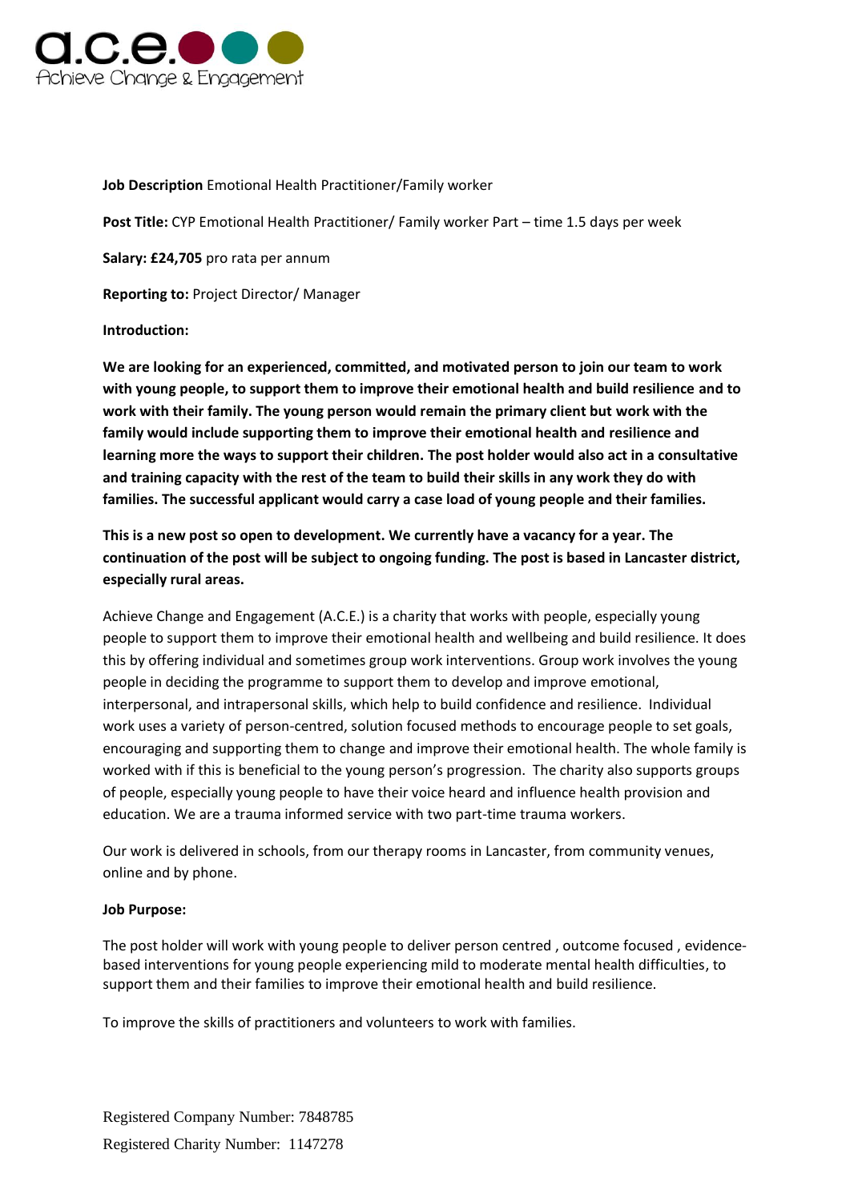**Job Description** Emotional Health Practitioner/Family worker

**Post Title:** CYP Emotional Health Practitioner/ Family worker Part – time 1.5 days per week

**Salary: £24,705** pro rata per annum

**Reporting to:** Project Director/ Manager

**Introduction:**

**We are looking for an experienced, committed, and motivated person to join our team to work with young people, to support them to improve their emotional health and build resilience and to work with their family. The young person would remain the primary client but work with the family would include supporting them to improve their emotional health and resilience and learning more the ways to support their children. The post holder would also act in a consultative and training capacity with the rest of the team to build their skills in any work they do with families. The successful applicant would carry a case load of young people and their families.**

**This is a new post so open to development. We currently have a vacancy for a year. The continuation of the post will be subject to ongoing funding. The post is based in Lancaster district, especially rural areas.**

Achieve Change and Engagement (A.C.E.) is a charity that works with people, especially young people to support them to improve their emotional health and wellbeing and build resilience. It does this by offering individual and sometimes group work interventions. Group work involves the young people in deciding the programme to support them to develop and improve emotional, interpersonal, and intrapersonal skills, which help to build confidence and resilience. Individual work uses a variety of person-centred, solution focused methods to encourage people to set goals, encouraging and supporting them to change and improve their emotional health. The whole family is worked with if this is beneficial to the young person's progression. The charity also supports groups of people, especially young people to have their voice heard and influence health provision and education. We are a trauma informed service with two part-time trauma workers.

Our work is delivered in schools, from our therapy rooms in Lancaster, from community venues, online and by phone.

**Job Purpose:**

The post holder will work with young people to deliver person centred , outcome focused , evidence-based interventions for young people experiencing mild to moderate mental health difficulties, to support them and their families to improve their emotional health and build resilience.

To improve the skills of practitioners and volunteers to work with families.

Registered Company Number: 7848785

Registered Charity Number: 1147278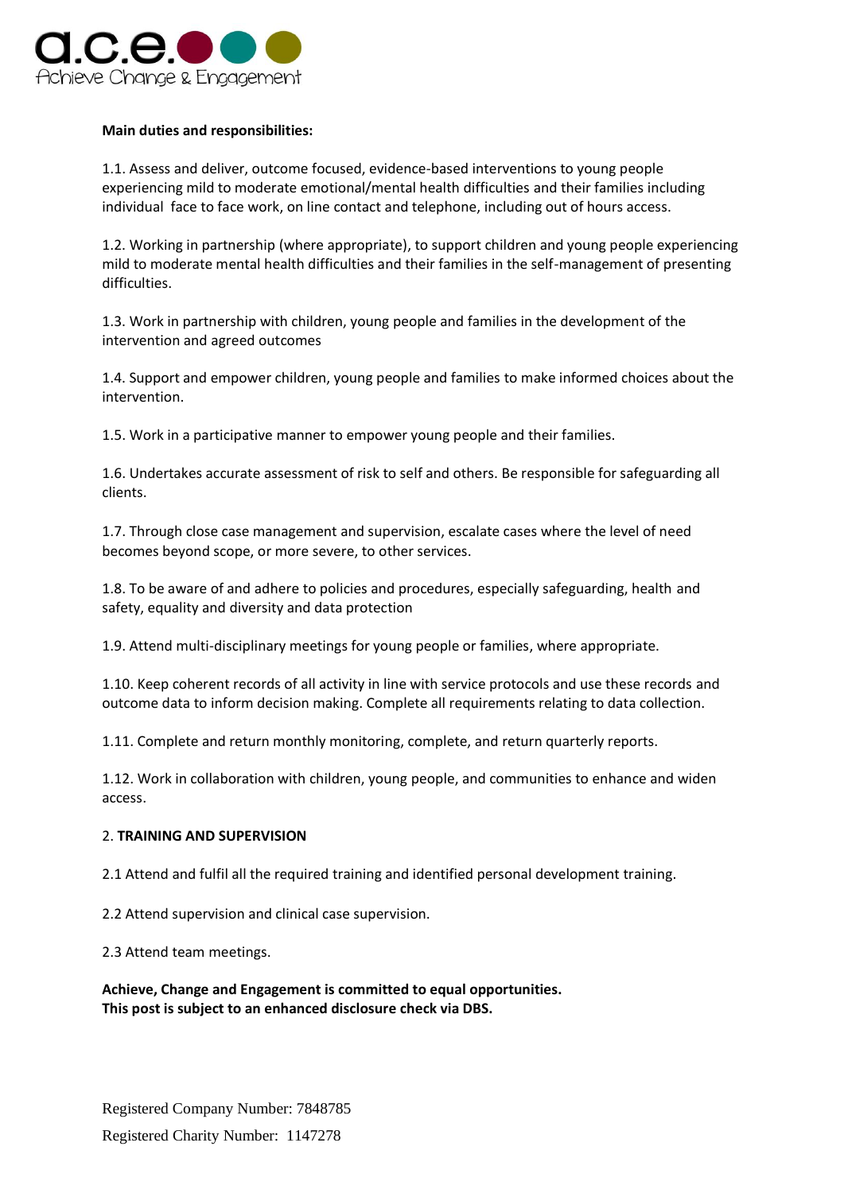**Main duties and responsibilities:**

1.1. Assess and deliver, outcome focused, evidence-based interventions to young people experiencing mild to moderate emotional/mental health difficulties and their families including individual face to face work, on line contact and telephone, including out of hours access.

1.2. Working in partnership (where appropriate), to support children and young people experiencing mild to moderate mental health difficulties and their families in the self-management of presenting difficulties.

1.3. Work in partnership with children, young people and families in the development of the intervention and agreed outcomes

1.4. Support and empower children, young people and families to make informed choices about the intervention.

1.5. Work in a participative manner to empower young people and their families.

1.6. Undertakes accurate assessment of risk to self and others. Be responsible for safeguarding all clients.

1.7. Through close case management and supervision, escalate cases where the level of need becomes beyond scope, or more severe, to other services.

1.8. To be aware of and adhere to policies and procedures, especially safeguarding, health and safety, equality and diversity and data protection

1.9. Attend multi-disciplinary meetings for young people or families, where appropriate.

1.10. Keep coherent records of all activity in line with service protocols and use these records and outcome data to inform decision making. Complete all requirements relating to data collection.

1.11. Complete and return monthly monitoring, complete, and return quarterly reports.

1.12. Work in collaboration with children, young people, and communities to enhance and widen access.

2. **TRAINING AND SUPERVISION**

2.1 Attend and fulfil all the required training and identified personal development training.

2.2 Attend supervision and clinical case supervision.

2.3 Attend team meetings.

**Achieve, Change and Engagement is committed to equal opportunities.**
**This post is subject to an enhanced disclosure check via DBS.**

Registered Company Number: 7848785

Registered Charity Number: 1147278